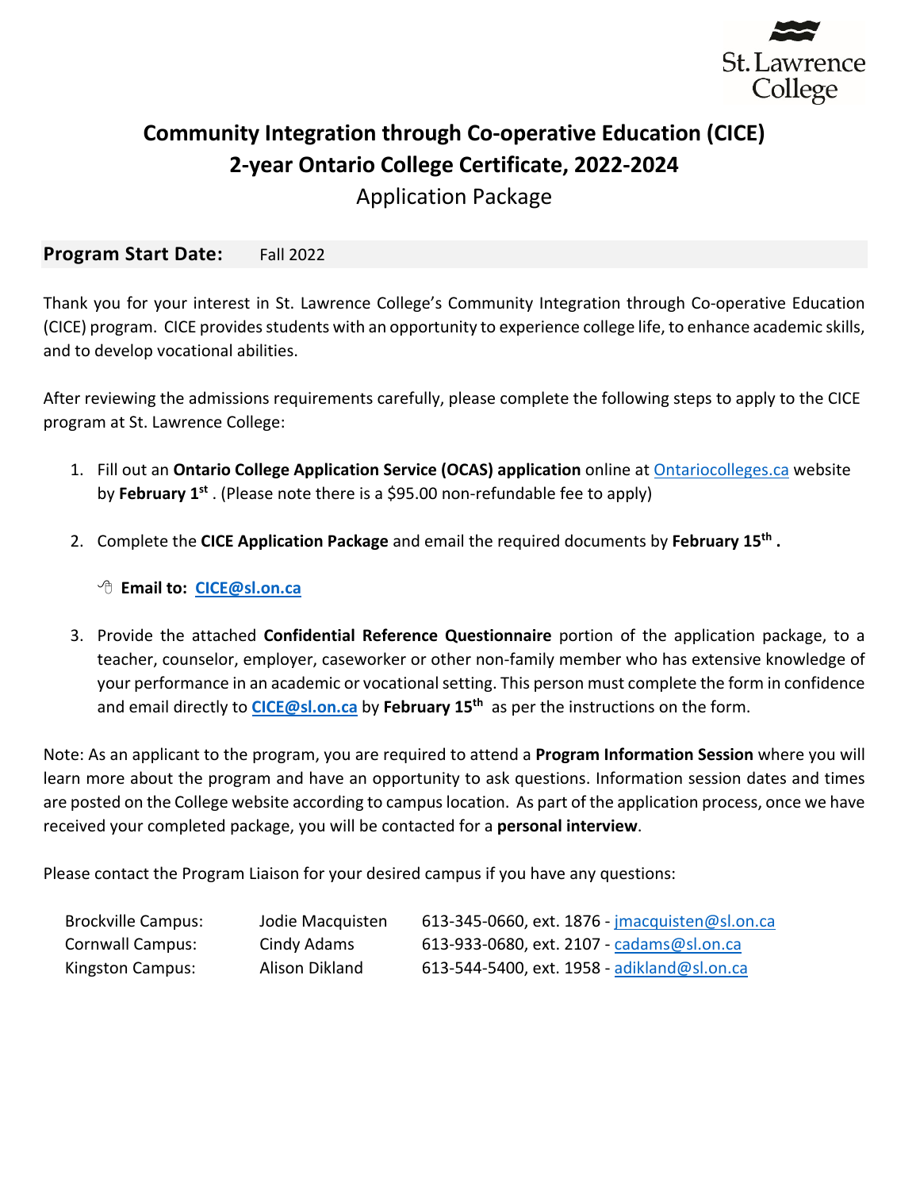# Community Integration through Co-operative Education (CICE)
# 2-year Ontario College Certificate, 2022-2024

## Application Package

**Program Start Date:** Fall 2022

Thank you for your interest in St. Lawrence College's Community Integration through Co-operative Education (CICE) program. CICE provides students with an opportunity to experience college life, to enhance academic skills, and to develop vocational abilities.

After reviewing the admissions requirements carefully, please complete the following steps to apply to the CICE program at St. Lawrence College:

1. Fill out an **Ontario College Application Service (OCAS) application** online at Ontariocolleges.ca website by **February 1st** . (Please note there is a $95.00 non-refundable fee to apply)

2. Complete the **CICE Application Package** and email the required documents by **February 15th .**

   **Email to: CICE@sl.on.ca**

3. Provide the attached **Confidential Reference Questionnaire** portion of the application package, to a teacher, counselor, employer, caseworker or other non-family member who has extensive knowledge of your performance in an academic or vocational setting. This person must complete the form in confidence and email directly to **CICE@sl.on.ca** by **February 15th** as per the instructions on the form.

Note: As an applicant to the program, you are required to attend a **Program Information Session** where you will learn more about the program and have an opportunity to ask questions. Information session dates and times are posted on the College website according to campus location. As part of the application process, once we have received your completed package, you will be contacted for a **personal interview**.

Please contact the Program Liaison for your desired campus if you have any questions:

| | | |
|---|---|---|
| Brockville Campus: | Jodie Macquisten | 613-345-0660, ext. 1876 - jmacquisten@sl.on.ca |
| Cornwall Campus: | Cindy Adams | 613-933-0680, ext. 2107 - cadams@sl.on.ca |
| Kingston Campus: | Alison Dikland | 613-544-5400, ext. 1958 - adikland@sl.on.ca |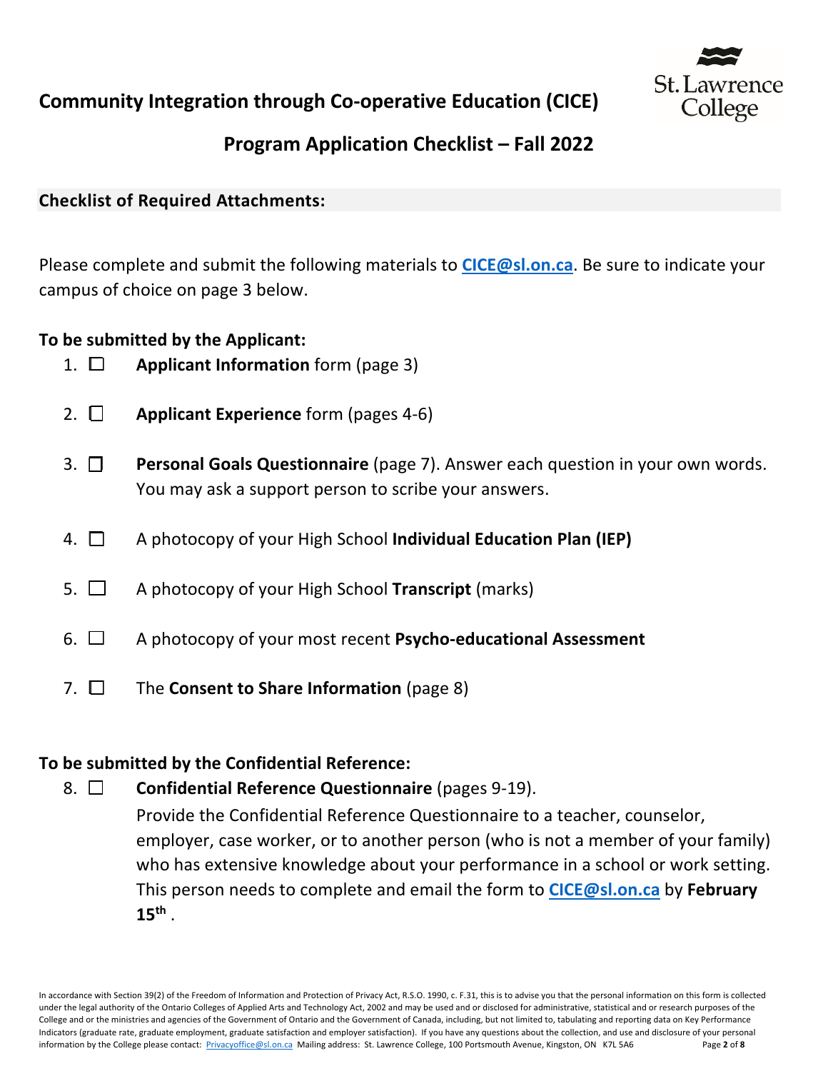# Community Integration through Co-operative Education (CICE)

## Program Application Checklist – Fall 2022

### Checklist of Required Attachments:

Please complete and submit the following materials to **CICE@sl.on.ca**. Be sure to indicate your campus of choice on page 3 below.

**To be submitted by the Applicant:**

1. ☐ **Applicant Information** form (page 3)
2. ☐ **Applicant Experience** form (pages 4-6)
3. ☐ **Personal Goals Questionnaire** (page 7). Answer each question in your own words. You may ask a support person to scribe your answers.
4. ☐ A photocopy of your High School **Individual Education Plan (IEP)**
5. ☐ A photocopy of your High School **Transcript** (marks)
6. ☐ A photocopy of your most recent **Psycho-educational Assessment**
7. ☐ The **Consent to Share Information** (page 8)

**To be submitted by the Confidential Reference:**

8. ☐ **Confidential Reference Questionnaire** (pages 9-19).
   Provide the Confidential Reference Questionnaire to a teacher, counselor, employer, case worker, or to another person (who is not a member of your family) who has extensive knowledge about your performance in a school or work setting. This person needs to complete and email the form to **CICE@sl.on.ca** by **February 15th** .

In accordance with Section 39(2) of the Freedom of Information and Protection of Privacy Act, R.S.O. 1990, c. F.31, this is to advise you that the personal information on this form is collected under the legal authority of the Ontario Colleges of Applied Arts and Technology Act, 2002 and may be used and or disclosed for administrative, statistical and or research purposes of the College and or the ministries and agencies of the Government of Ontario and the Government of Canada, including, but not limited to, tabulating and reporting data on Key Performance Indicators (graduate rate, graduate employment, graduate satisfaction and employer satisfaction). If you have any questions about the collection, and use and disclosure of your personal information by the College please contact: Privacyoffice@sl.on.ca Mailing address: St. Lawrence College, 100 Portsmouth Avenue, Kingston, ON K7L 5A6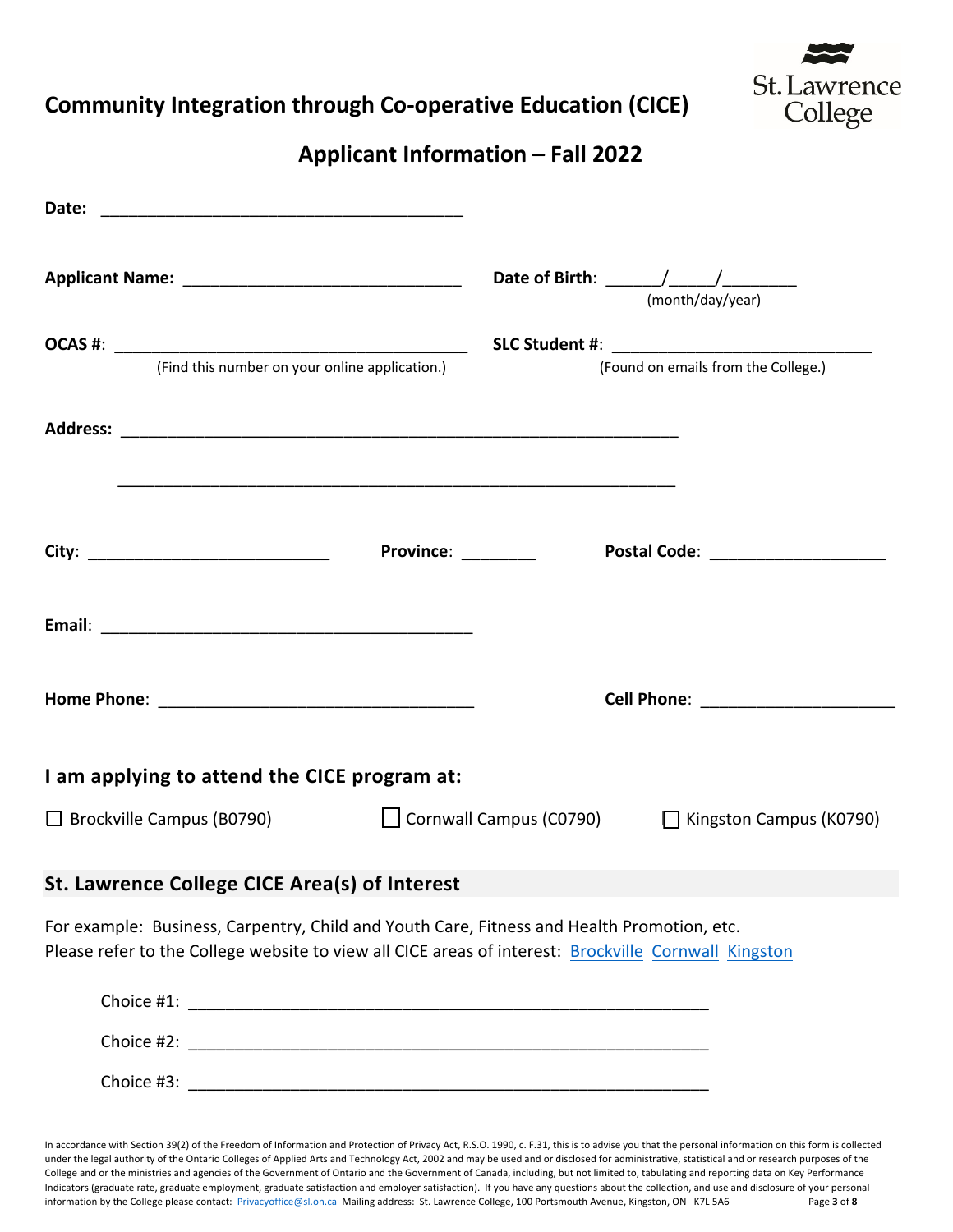# Community Integration through Co-operative Education (CICE)

## Applicant Information – Fall 2022

**Date:** ______________________________________

**Applicant Name:** ______________________________ **Date of Birth**: ______/_____/________ (month/day/year)

**OCAS #**: ______________________________________ (Find this number on your online application.)

**SLC Student #**: ____________________________ (Found on emails from the College.)

**Address**: ____________________________________________________________

____________________________________________________________

**City**: __________________________ **Province**: ________ **Postal Code**: ___________________

**Email**: _________________________________________

**Home Phone**: ___________________________________ **Cell Phone**: _____________________

### I am applying to attend the CICE program at:

☐ Brockville Campus (B0790) ☐ Cornwall Campus (C0790) ☐ Kingston Campus (K0790)

### St. Lawrence College CICE Area(s) of Interest

For example: Business, Carpentry, Child and Youth Care, Fitness and Health Promotion, etc.
Please refer to the College website to view all CICE areas of interest: Brockville Cornwall Kingston

Choice #1: _________________________________________________________

Choice #2: _________________________________________________________

Choice #3: _________________________________________________________

In accordance with Section 39(2) of the Freedom of Information and Protection of Privacy Act, R.S.O. 1990, c. F.31, this is to advise you that the personal information on this form is collected under the legal authority of the Ontario Colleges of Applied Arts and Technology Act, 2002 and may be used and or disclosed for administrative, statistical and or research purposes of the College and or the ministries and agencies of the Government of Ontario and the Government of Canada, including, but not limited to, tabulating and reporting data on Key Performance Indicators (graduate rate, graduate employment, graduate satisfaction and employer satisfaction). If you have any questions about the collection, and use and disclosure of your personal information by the College please contact: Privacyoffice@sl.on.ca Mailing address: St. Lawrence College, 100 Portsmouth Avenue, Kingston, ON K7L 5A6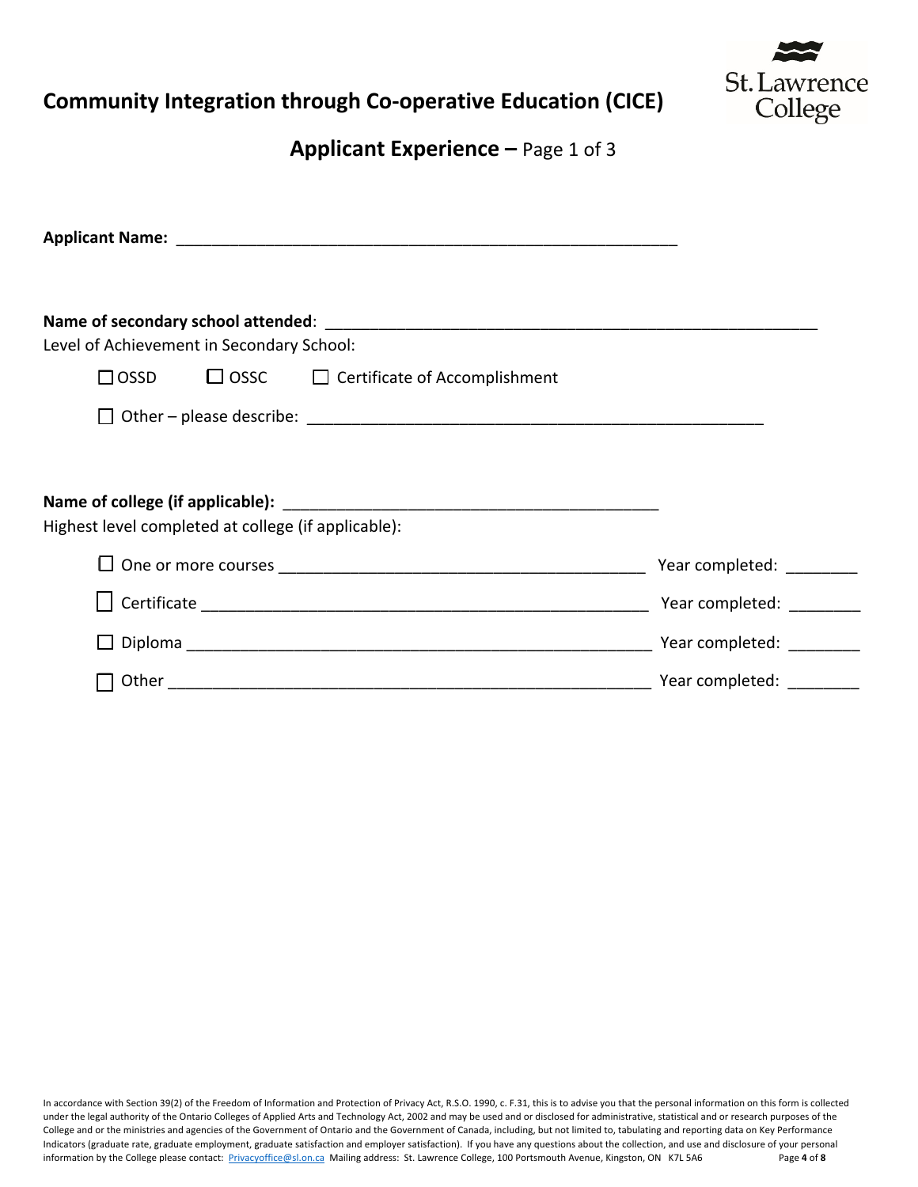# Community Integration through Co-operative Education (CICE)

## Applicant Experience – Page 1 of 3

**Applicant Name:** ___________________________________________________________

**Name of secondary school attended**: ________________________________________________________

Level of Achievement in Secondary School:

☐ OSSD ☐ OSSC ☐ Certificate of Accomplishment

☐ Other – please describe: ____________________________________________________

**Name of college (if applicable):** ___________________________________________

Highest level completed at college (if applicable):

☐ One or more courses ________________________________________ Year completed: ________

☐ Certificate __________________________________________________ Year completed: ________

☐ Diploma ____________________________________________________ Year completed: ________

☐ Other ______________________________________________________ Year completed: ________

In accordance with Section 39(2) of the Freedom of Information and Protection of Privacy Act, R.S.O. 1990, c. F.31, this is to advise you that the personal information on this form is collected under the legal authority of the Ontario Colleges of Applied Arts and Technology Act, 2002 and may be used and or disclosed for administrative, statistical and or research purposes of the College and or the ministries and agencies of the Government of Ontario and the Government of Canada, including, but not limited to, tabulating and reporting data on Key Performance Indicators (graduate rate, graduate employment, graduate satisfaction and employer satisfaction). If you have any questions about the collection, and use and disclosure of your personal information by the College please contact: Privacyoffice@sl.on.ca Mailing address: St. Lawrence College, 100 Portsmouth Avenue, Kingston, ON K7L 5A6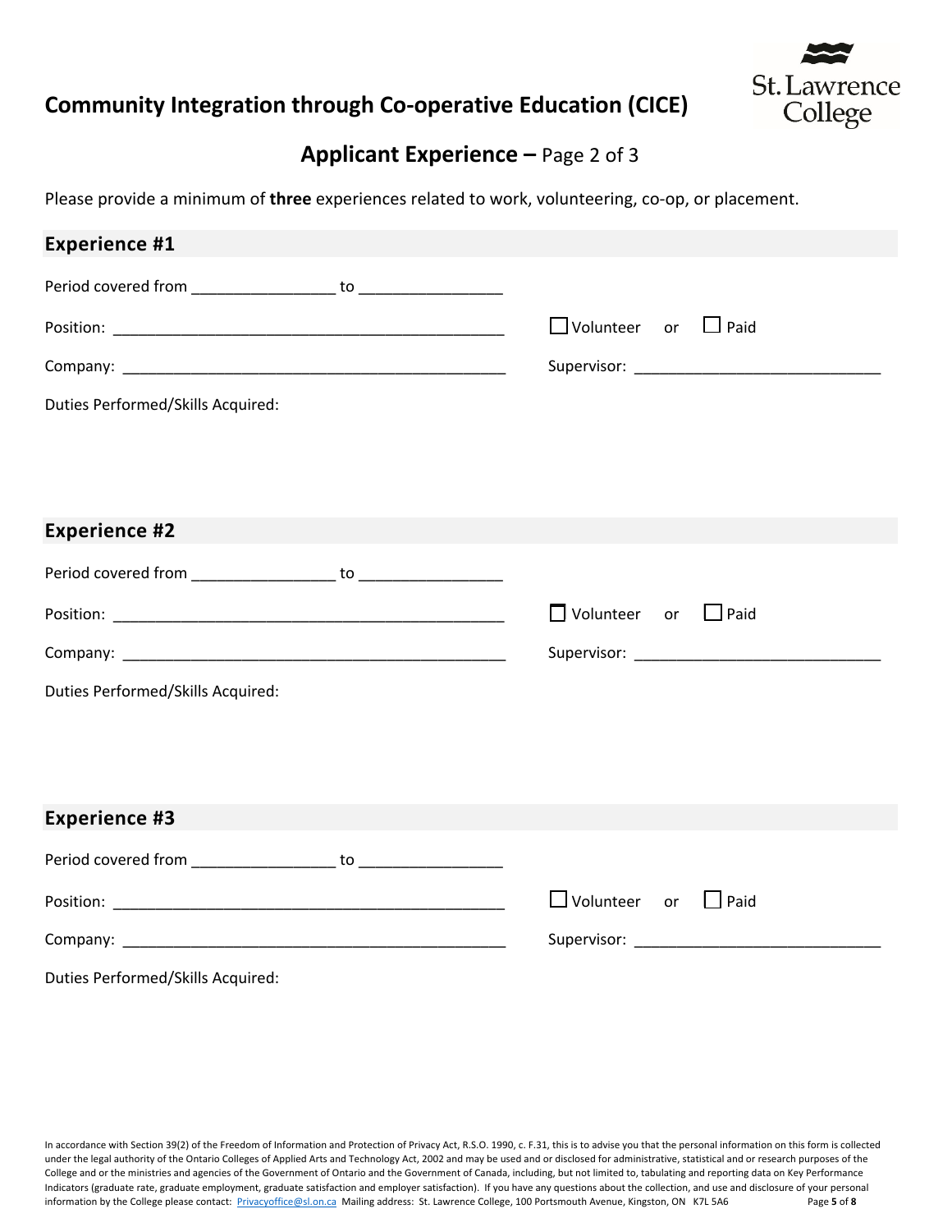## Community Integration through Co-operative Education (CICE)

### Applicant Experience – Page 2 of 3

Please provide a minimum of **three** experiences related to work, volunteering, co-op, or placement.

### Experience #1

Period covered from ________________ to ________________

Position: _____________________________________________ ☐ Volunteer or ☐ Paid

Company: _____________________________________________ Supervisor: ___________________________

Duties Performed/Skills Acquired:

### Experience #2

Period covered from ________________ to ________________

Position: _____________________________________________ ☐ Volunteer or ☐ Paid

Company: _____________________________________________ Supervisor: ___________________________

Duties Performed/Skills Acquired:

### Experience #3

Period covered from ________________ to ________________

Position: _____________________________________________ ☐ Volunteer or ☐ Paid

Company: _____________________________________________ Supervisor: ___________________________

Duties Performed/Skills Acquired:

In accordance with Section 39(2) of the Freedom of Information and Protection of Privacy Act, R.S.O. 1990, c. F.31, this is to advise you that the personal information on this form is collected under the legal authority of the Ontario Colleges of Applied Arts and Technology Act, 2002 and may be used and or disclosed for administrative, statistical and or research purposes of the College and or the ministries and agencies of the Government of Ontario and the Government of Canada, including, but not limited to, tabulating and reporting data on Key Performance Indicators (graduate rate, graduate employment, graduate satisfaction and employer satisfaction). If you have any questions about the collection, and use and disclosure of your personal information by the College please contact: Privacyoffice@sl.on.ca Mailing address: St. Lawrence College, 100 Portsmouth Avenue, Kingston, ON K7L 5A6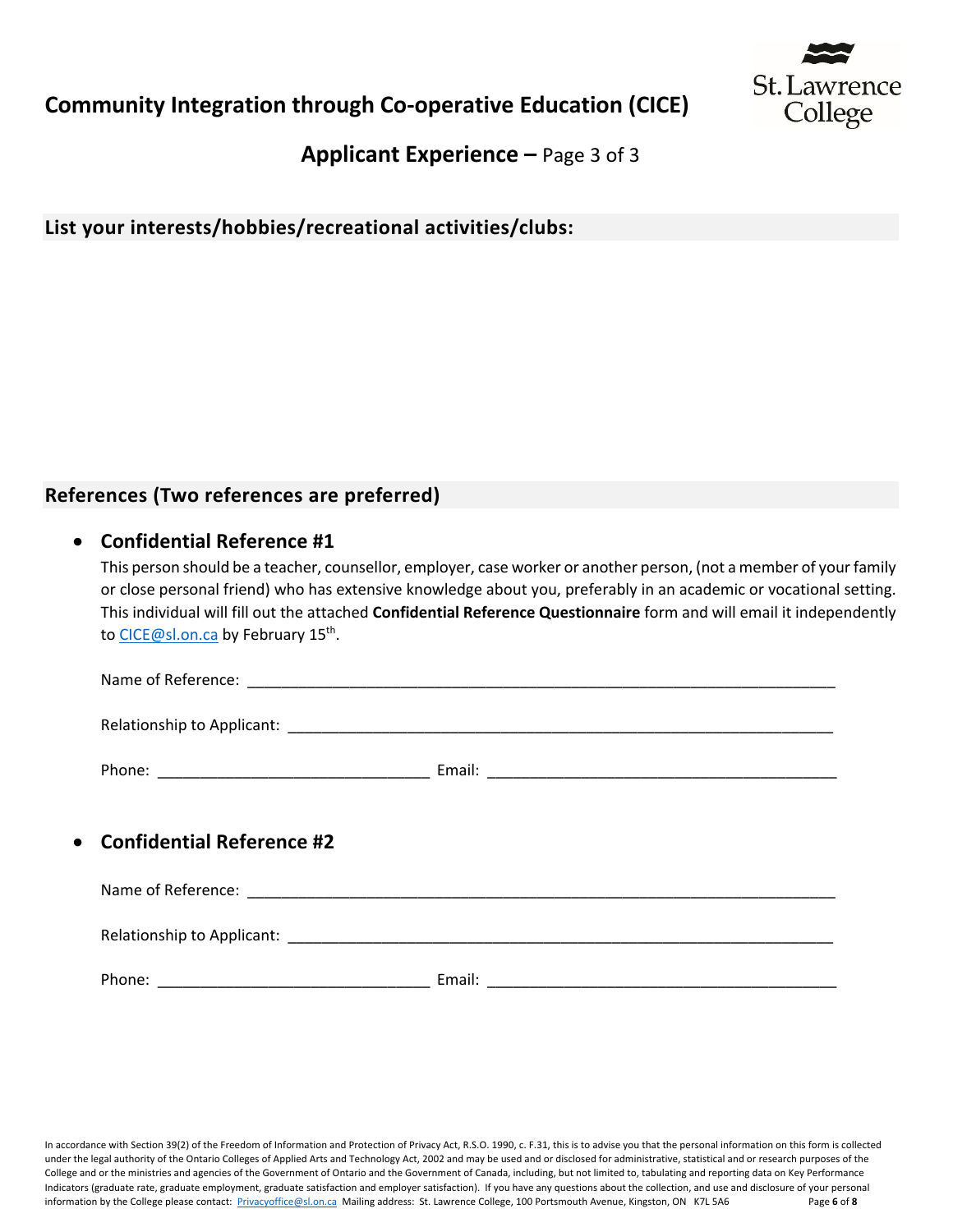## Community Integration through Co-operative Education (CICE)

### Applicant Experience – Page 3 of 3

### List your interests/hobbies/recreational activities/clubs:

### References (Two references are preferred)

- **Confidential Reference #1**

  This person should be a teacher, counsellor, employer, case worker or another person, (not a member of your family or close personal friend) who has extensive knowledge about you, preferably in an academic or vocational setting. This individual will fill out the attached **Confidential Reference Questionnaire** form and will email it independently to CICE@sl.on.ca by February 15th.

  Name of Reference: ______________________________________________________________________

  Relationship to Applicant: ________________________________________________________________

  Phone: _______________________________ Email: ________________________________________

- **Confidential Reference #2**

  Name of Reference: ______________________________________________________________________

  Relationship to Applicant: ________________________________________________________________

  Phone: _______________________________ Email: ________________________________________

In accordance with Section 39(2) of the Freedom of Information and Protection of Privacy Act, R.S.O. 1990, c. F.31, this is to advise you that the personal information on this form is collected under the legal authority of the Ontario Colleges of Applied Arts and Technology Act, 2002 and may be used and or disclosed for administrative, statistical and or research purposes of the College and or the ministries and agencies of the Government of Ontario and the Government of Canada, including, but not limited to, tabulating and reporting data on Key Performance Indicators (graduate rate, graduate employment, graduate satisfaction and employer satisfaction). If you have any questions about the collection, and use and disclosure of your personal information by the College please contact: Privacyoffice@sl.on.ca Mailing address: St. Lawrence College, 100 Portsmouth Avenue, Kingston, ON K7L 5A6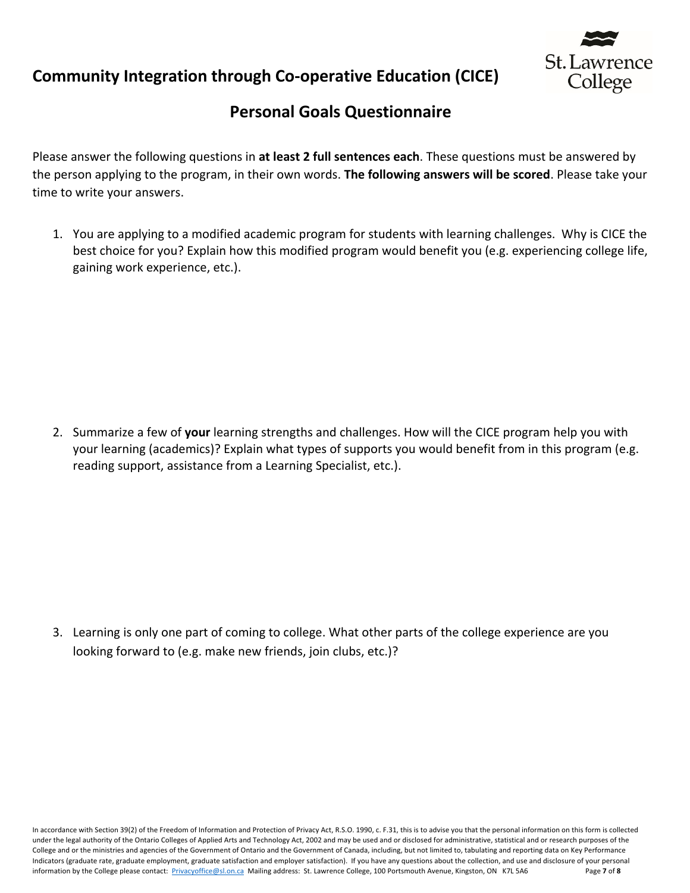# Community Integration through Co-operative Education (CICE)

St. Lawrence College

## Personal Goals Questionnaire

Please answer the following questions in **at least 2 full sentences each**. These questions must be answered by the person applying to the program, in their own words. **The following answers will be scored**. Please take your time to write your answers.

1. You are applying to a modified academic program for students with learning challenges. Why is CICE the best choice for you? Explain how this modified program would benefit you (e.g. experiencing college life, gaining work experience, etc.).

2. Summarize a few of **your** learning strengths and challenges. How will the CICE program help you with your learning (academics)? Explain what types of supports you would benefit from in this program (e.g. reading support, assistance from a Learning Specialist, etc.).

3. Learning is only one part of coming to college. What other parts of the college experience are you looking forward to (e.g. make new friends, join clubs, etc.)?

In accordance with Section 39(2) of the Freedom of Information and Protection of Privacy Act, R.S.O. 1990, c. F.31, this is to advise you that the personal information on this form is collected under the legal authority of the Ontario Colleges of Applied Arts and Technology Act, 2002 and may be used and or disclosed for administrative, statistical and or research purposes of the College and or the ministries and agencies of the Government of Ontario and the Government of Canada, including, but not limited to, tabulating and reporting data on Key Performance Indicators (graduate rate, graduate employment, graduate satisfaction and employer satisfaction). If you have any questions about the collection, and use and disclosure of your personal information by the College please contact: Privacyoffice@sl.on.ca Mailing address: St. Lawrence College, 100 Portsmouth Avenue, Kingston, ON K7L 5A6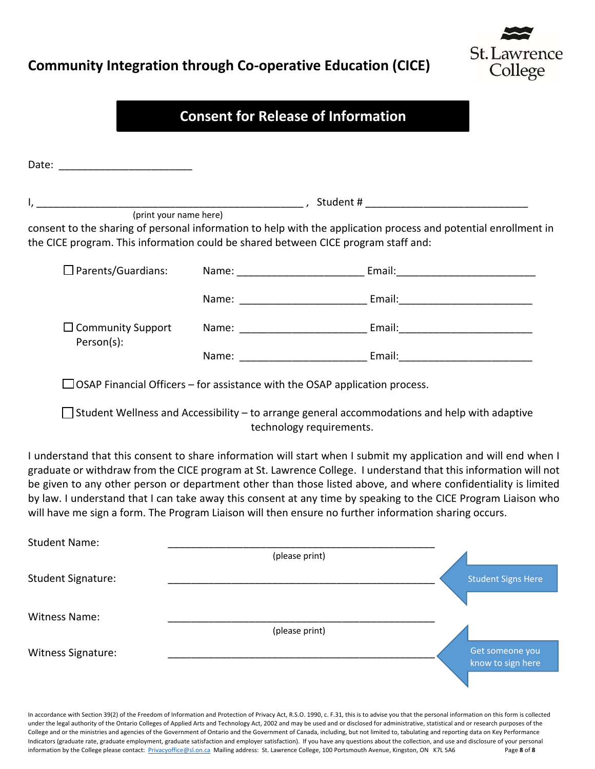## Community Integration through Co-operative Education (CICE)

St. Lawrence College

# Consent for Release of Information

Date: ______________________

I, ____________________________________________ , Student # __________________________
(print your name here)

consent to the sharing of personal information to help with the application process and potential enrollment in the CICE program. This information could be shared between CICE program staff and:

☐ Parents/Guardians: Name: _____________________ Email:_______________________

Name: _____________________ Email:_______________________

☐ Community Support Person(s): Name: _____________________ Email:_______________________

Name: _____________________ Email:_______________________

☐ OSAP Financial Officers – for assistance with the OSAP application process.

☐ Student Wellness and Accessibility – to arrange general accommodations and help with adaptive technology requirements.

I understand that this consent to share information will start when I submit my application and will end when I graduate or withdraw from the CICE program at St. Lawrence College. I understand that this information will not be given to any other person or department other than those listed above, and where confidentiality is limited by law. I understand that I can take away this consent at any time by speaking to the CICE Program Liaison who will have me sign a form. The Program Liaison will then ensure no further information sharing occurs.

Student Name: ____________________________________________
(please print)

Student Signature: ____________________________________________ Student Signs Here

Witness Name: ____________________________________________
(please print)

Witness Signature: ____________________________________________ Get someone you know to sign here

In accordance with Section 39(2) of the Freedom of Information and Protection of Privacy Act, R.S.O. 1990, c. F.31, this is to advise you that the personal information on this form is collected under the legal authority of the Ontario Colleges of Applied Arts and Technology Act, 2002 and may be used and or disclosed for administrative, statistical and or research purposes of the College and or the ministries and agencies of the Government of Ontario and the Government of Canada, including, but not limited to, tabulating and reporting data on Key Performance Indicators (graduate rate, graduate employment, graduate satisfaction and employer satisfaction). If you have any questions about the collection, and use and disclosure of your personal information by the College please contact: Privacyoffice@sl.on.ca Mailing address: St. Lawrence College, 100 Portsmouth Avenue, Kingston, ON K7L 5A6